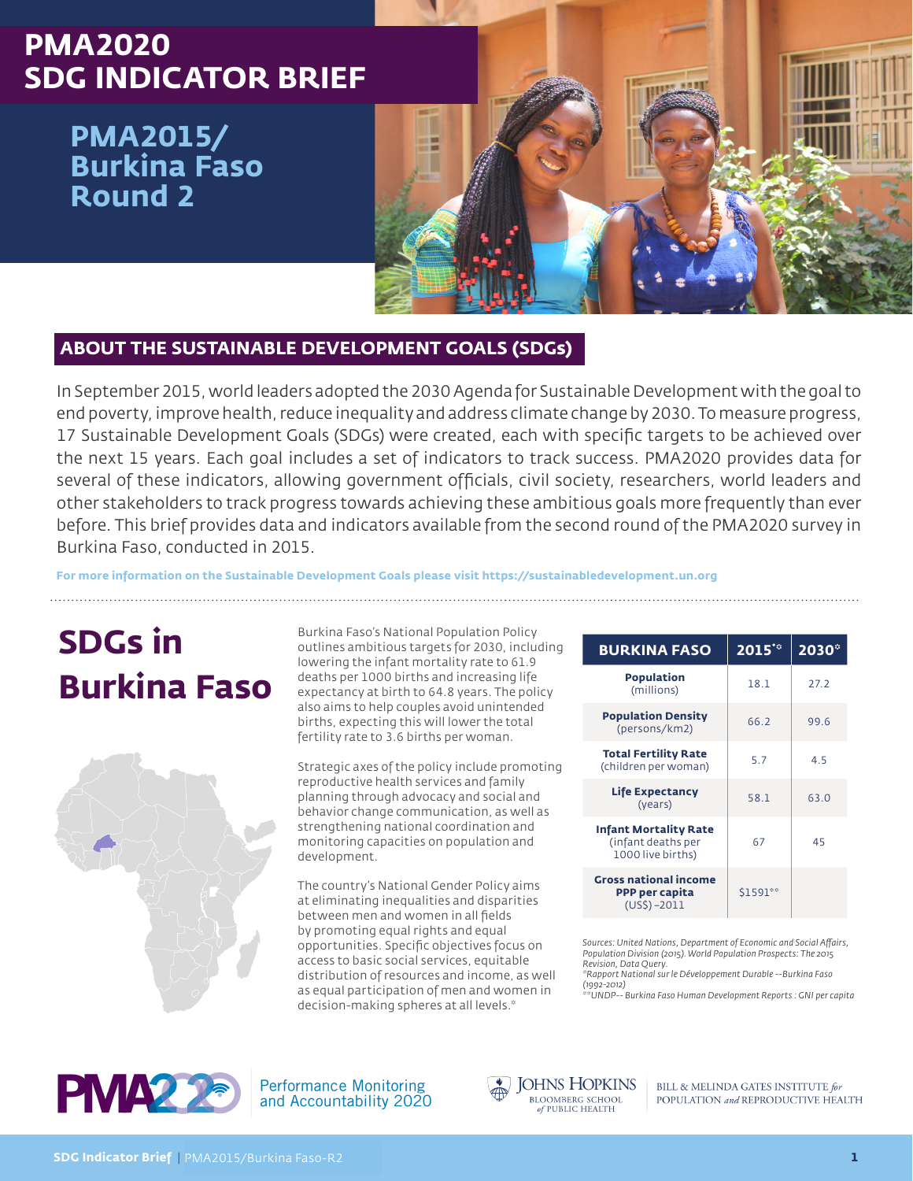# PMA2020 SDG INDICATOR BRIEF

## PMA2015/ Burkina Faso Round 2

## ABOUT THE SUSTAINABLE DEVELOPMENT GOALS (SDGs)

In September 2015, world leaders adopted the 2030 Agenda for Sustainable Development with the goal to end poverty, improve health, reduce inequality and address climate change by 2030. To measure progress, 17 Sustainable Development Goals (SDGs) were created, each with specific targets to be achieved over the next 15 years. Each goal includes a set of indicators to track success. PMA2020 provides data for several of these indicators, allowing government officials, civil society, researchers, world leaders and other stakeholders to track progress towards achieving these ambitious goals more frequently than ever before. This brief provides data and indicators available from the second round of the PMA2020 survey in Burkina Faso, conducted in 2015.

**For more information on the Sustainable Development Goals please visit https://sustainabledevelopment.un.org**

## SDGs in Burkina Faso

Burkina Faso's National Population Policy outlines ambitious targets for 2030, including lowering the infant mortality rate to 61.9 deaths per 1000 births and increasing life expectancy at birth to 64.8 years. The policy also aims to help couples avoid unintended births, expecting this will lower the total fertility rate to 3.6 births per woman.

Strategic axes of the policy include promoting reproductive health services and family planning through advocacy and social and behavior change communication, as well as strengthening national coordination and monitoring capacities on population and development.

The country's National Gender Policy aims at eliminating inequalities and disparities between men and women in all fields by promoting equal rights and equal opportunities. Specific objectives focus on access to basic social services, equitable distribution of resources and income, as well as equal participation of men and women in decision-making spheres at all levels.*

| BURKINA FASO | 2015*^ | 2030^ |
|---|---|---|
| **Population** (millions) | 18.1 | 27.2 |
| **Population Density** (persons/km2) | 66.2 | 99.6 |
| **Total Fertility Rate** (children per woman) | 5.7 | 4.5 |
| **Life Expectancy** (years) | 58.1 | 63.0 |
| **Infant Mortality Rate** (infant deaths per 1000 live births) | 67 | 45 |
| **Gross national income PPP per capita** (US$) –2011 | $1591** | |

*Sources: United Nations, Department of Economic and Social Affairs, Population Division (2015). World Population Prospects: The 2015 Revision, Data Query.*
*Rapport National sur le Développement Durable --Burkina Faso (1992-2012)*
**UNDP-- Burkina Faso Human Development Reports : GNI per capita*

PMA2020 Performance Monitoring and Accountability 2020 | Johns Hopkins Bloomberg School of Public Health | Bill & Melinda Gates Institute for Population and Reproductive Health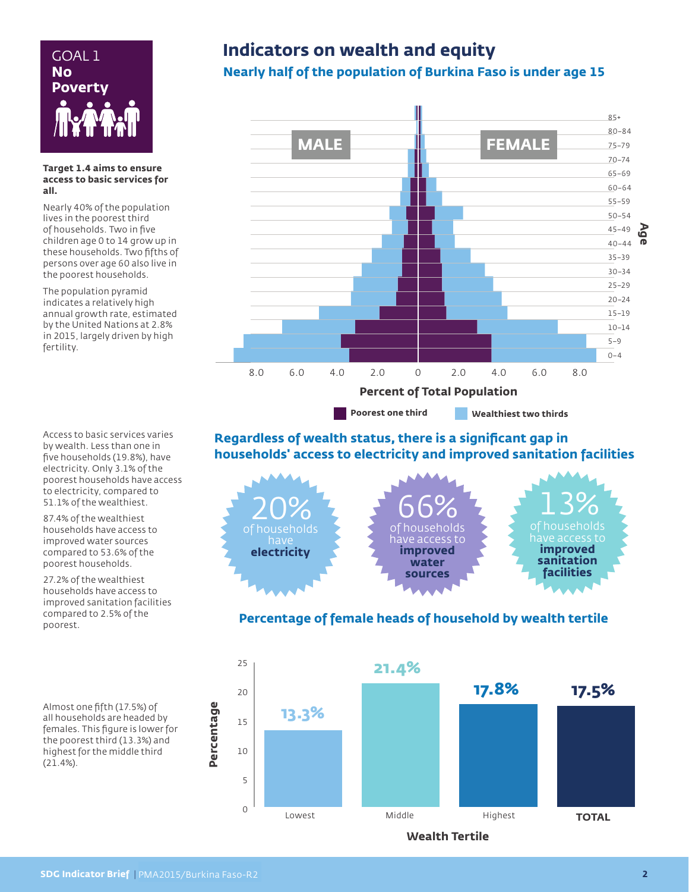GOAL 1
**No Poverty**

**Target 1.4 aims to ensure access to basic services for all.**

Nearly 40% of the population lives in the poorest third of households. Two in five children age 0 to 14 grow up in these households. Two fifths of persons over age 60 also live in the poorest households.

The population pyramid indicates a relatively high annual growth rate, estimated by the United Nations at 2.8% in 2015, largely driven by high fertility.

# Indicators on wealth and equity

## Nearly half of the population of Burkina Faso is under age 15

MALE | FEMALE

Age: 85+, 80–84, 75–79, 70–74, 65–69, 60–64, 55–59, 50–54, 45–49, 40–44, 35–39, 30–34, 25–29, 20–24, 15–19, 10–14, 5–9, 0–4

8.0 6.0 4.0 2.0 0 2.0 4.0 6.0 8.0

**Percent of Total Population**

Poorest one third | Wealthiest two thirds

Access to basic services varies by wealth. Less than one in five households (19.8%), have electricity. Only 3.1% of the poorest households have access to electricity, compared to 51.1% of the wealthiest.

87.4% of the wealthiest households have access to improved water sources compared to 53.6% of the poorest households.

27.2% of the wealthiest households have access to improved sanitation facilities compared to 2.5% of the poorest.

## Regardless of wealth status, there is a significant gap in households' access to electricity and improved sanitation facilities

20% of households have **electricity**

66% of households have access to **improved water sources**

13% of households have access to **improved sanitation facilities**

Almost one fifth (17.5%) of all households are headed by females. This figure is lower for the poorest third (13.3%) and highest for the middle third (21.4%).

## Percentage of female heads of household by wealth tertile

| Wealth Tertile | Percentage |
|---|---|
| Lowest | 13.3% |
| Middle | 21.4% |
| Highest | 17.8% |
| **TOTAL** | 17.5% |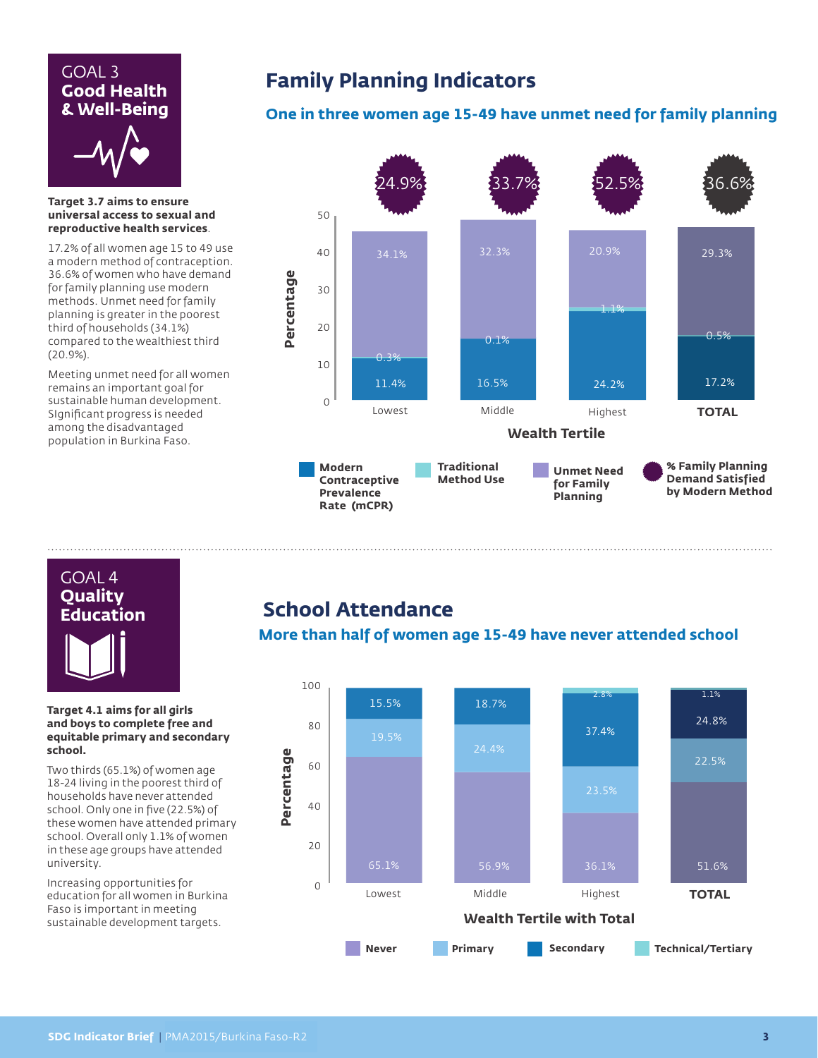## GOAL 3 Good Health & Well-Being

**Target 3.7 aims to ensure universal access to sexual and reproductive health services.**

17.2% of all women age 15 to 49 use a modern method of contraception. 36.6% of women who have demand for family planning use modern methods. Unmet need for family planning is greater in the poorest third of households (34.1%) compared to the wealthiest third (20.9%).

Meeting unmet need for all women remains an important goal for sustainable human development. SIgnificant progress is needed among the disadvantaged population in Burkina Faso.

# Family Planning Indicators

### One in three women age 15-49 have unmet need for family planning

| Wealth Tertile | Modern Contraceptive Prevalence Rate (mCPR) | Traditional Method Use | Unmet Need for Family Planning | % Family Planning Demand Satisfied by Modern Method |
|---|---|---|---|---|
| Lowest | 11.4% | 0.3% | 34.1% | 24.9% |
| Middle | 16.5% | 0.1% | 32.3% | 33.7% |
| Highest | 24.2% | 1.1% | 20.9% | 52.5% |
| **TOTAL** | 17.2% | 0.5% | 29.3% | 36.6% |

## GOAL 4 Quality Education

**Target 4.1 aims for all girls and boys to complete free and equitable primary and secondary school.**

Two thirds (65.1%) of women age 18-24 living in the poorest third of households have never attended school. Only one in five (22.5%) of these women have attended primary school. Overall only 1.1% of women in these age groups have attended university.

Increasing opportunities for education for all women in Burkina Faso is important in meeting sustainable development targets.

# School Attendance

### More than half of women age 15-49 have never attended school

| Wealth Tertile with Total | Never | Primary | Secondary | Technical/Tertiary |
|---|---|---|---|---|
| Lowest | 65.1% | 19.5% | 15.5% | |
| Middle | 56.9% | 24.4% | 18.7% | |
| Highest | 36.1% | 23.5% | 37.4% | 2.8% |
| **TOTAL** | 51.6% | 22.5% | 24.8% | 1.1% |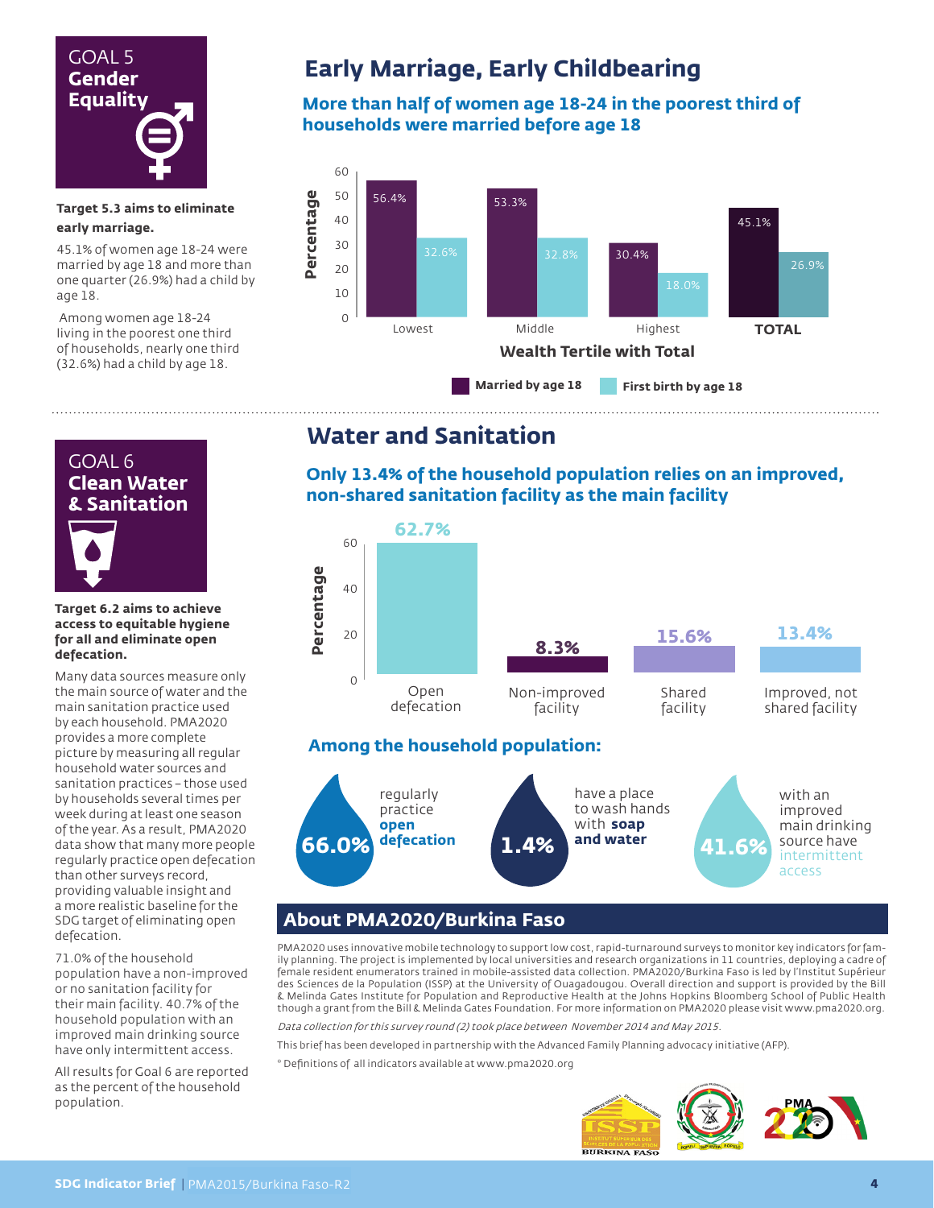## GOAL 5 **Gender Equality**

**Target 5.3 aims to eliminate early marriage.**

45.1% of women age 18-24 were married by age 18 and more than one quarter (26.9%) had a child by age 18.

Among women age 18-24 living in the poorest one third of households, nearly one third (32.6%) had a child by age 18.

# Early Marriage, Early Childbearing

### More than half of women age 18-24 in the poorest third of households were married before age 18

Percentage

60
50
40
30
20
10
0

Lowest: 56.4% 32.6%
Middle: 53.3% 32.8%
Highest: 30.4% 18.0%
TOTAL: 45.1% 26.9%

**Wealth Tertile with Total**

**Married by age 18** **First birth by age 18**

## GOAL 6 **Clean Water & Sanitation**

**Target 6.2 aims to achieve access to equitable hygiene for all and eliminate open defecation.**

Many data sources measure only the main source of water and the main sanitation practice used by each household. PMA2020 provides a more complete picture by measuring all regular household water sources and sanitation practices – those used by households several times per week during at least one season of the year. As a result, PMA2020 data show that many more people regularly practice open defecation than other surveys record, providing valuable insight and a more realistic baseline for the SDG target of eliminating open defecation.

71.0% of the household population have a non-improved or no sanitation facility for their main facility. 40.7% of the household population with an improved main drinking source have only intermittent access.

All results for Goal 6 are reported as the percent of the household population.

# Water and Sanitation

### Only 13.4% of the household population relies on an improved, non-shared sanitation facility as the main facility

Percentage

60
40
20
0

62.7% Open defecation
8.3% Non-improved facility
15.6% Shared facility
13.4% Improved, not shared facility

### Among the household population:

**66.0%** regularly practice **open defecation**

**1.4%** have a place to wash hands with **soap and water**

**41.6%** with an improved main drinking source have intermittent access

## About PMA2020/Burkina Faso

PMA2020 uses innovative mobile technology to support low cost, rapid-turnaround surveys to monitor key indicators for family planning. The project is implemented by local universities and research organizations in 11 countries, deploying a cadre of female resident enumerators trained in mobile-assisted data collection. PMA2020/Burkina Faso is led by l'Institut Supérieur des Sciences de la Population (ISSP) at the University of Ouagadougou. Overall direction and support is provided by the Bill & Melinda Gates Institute for Population and Reproductive Health at the Johns Hopkins Bloomberg School of Public Health though a grant from the Bill & Melinda Gates Foundation. For more information on PMA2020 please visit www.pma2020.org.

*Data collection for this survey round (2) took place between November 2014 and May 2015.*

This brief has been developed in partnership with the Advanced Family Planning advocacy initiative (AFP).

* Definitions of all indicators available at www.pma2020.org